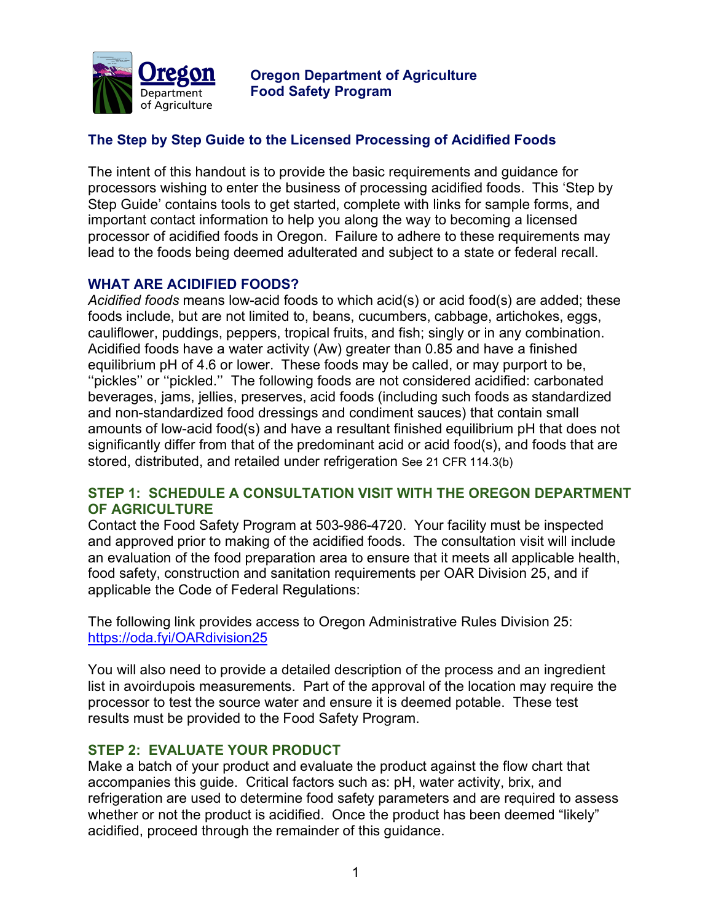**Oregon Department of Agriculture**
**Food Safety Program**

## The Step by Step Guide to the Licensed Processing of Acidified Foods

The intent of this handout is to provide the basic requirements and guidance for processors wishing to enter the business of processing acidified foods. This 'Step by Step Guide' contains tools to get started, complete with links for sample forms, and important contact information to help you along the way to becoming a licensed processor of acidified foods in Oregon. Failure to adhere to these requirements may lead to the foods being deemed adulterated and subject to a state or federal recall.

### WHAT ARE ACIDIFIED FOODS?

*Acidified foods* means low-acid foods to which acid(s) or acid food(s) are added; these foods include, but are not limited to, beans, cucumbers, cabbage, artichokes, eggs, cauliflower, puddings, peppers, tropical fruits, and fish; singly or in any combination. Acidified foods have a water activity (Aw) greater than 0.85 and have a finished equilibrium pH of 4.6 or lower. These foods may be called, or may purport to be, ''pickles'' or ''pickled.'' The following foods are not considered acidified: carbonated beverages, jams, jellies, preserves, acid foods (including such foods as standardized and non-standardized food dressings and condiment sauces) that contain small amounts of low-acid food(s) and have a resultant finished equilibrium pH that does not significantly differ from that of the predominant acid or acid food(s), and foods that are stored, distributed, and retailed under refrigeration See 21 CFR 114.3(b)

### STEP 1: SCHEDULE A CONSULTATION VISIT WITH THE OREGON DEPARTMENT OF AGRICULTURE

Contact the Food Safety Program at 503-986-4720. Your facility must be inspected and approved prior to making of the acidified foods. The consultation visit will include an evaluation of the food preparation area to ensure that it meets all applicable health, food safety, construction and sanitation requirements per OAR Division 25, and if applicable the Code of Federal Regulations:

The following link provides access to Oregon Administrative Rules Division 25: https://oda.fyi/OARdivision25

You will also need to provide a detailed description of the process and an ingredient list in avoirdupois measurements. Part of the approval of the location may require the processor to test the source water and ensure it is deemed potable. These test results must be provided to the Food Safety Program.

### STEP 2: EVALUATE YOUR PRODUCT

Make a batch of your product and evaluate the product against the flow chart that accompanies this guide. Critical factors such as: pH, water activity, brix, and refrigeration are used to determine food safety parameters and are required to assess whether or not the product is acidified. Once the product has been deemed "likely" acidified, proceed through the remainder of this guidance.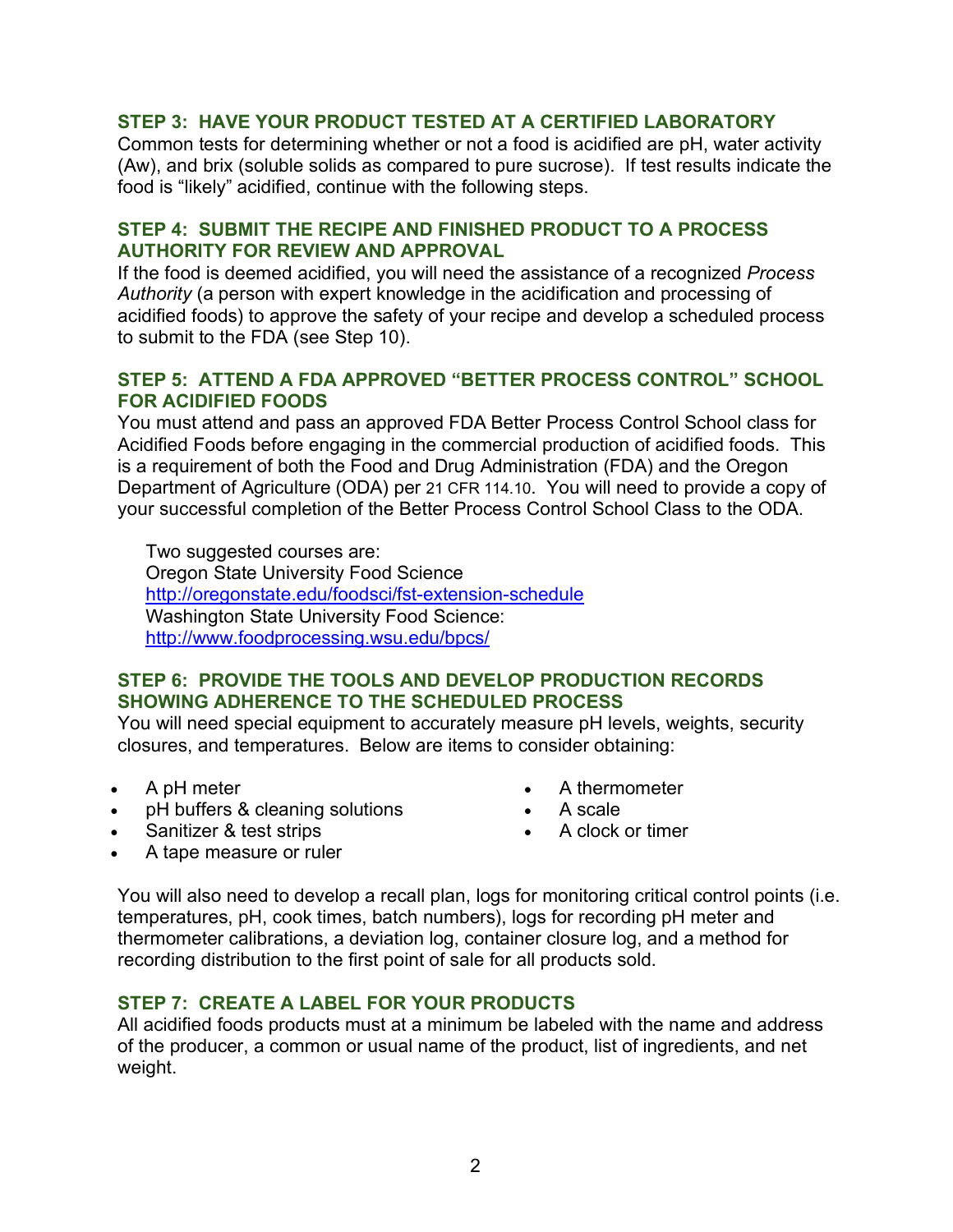### STEP 3: HAVE YOUR PRODUCT TESTED AT A CERTIFIED LABORATORY

Common tests for determining whether or not a food is acidified are pH, water activity (Aw), and brix (soluble solids as compared to pure sucrose). If test results indicate the food is "likely" acidified, continue with the following steps.

### STEP 4: SUBMIT THE RECIPE AND FINISHED PRODUCT TO A PROCESS AUTHORITY FOR REVIEW AND APPROVAL

If the food is deemed acidified, you will need the assistance of a recognized *Process Authority* (a person with expert knowledge in the acidification and processing of acidified foods) to approve the safety of your recipe and develop a scheduled process to submit to the FDA (see Step 10).

### STEP 5: ATTEND A FDA APPROVED "BETTER PROCESS CONTROL" SCHOOL FOR ACIDIFIED FOODS

You must attend and pass an approved FDA Better Process Control School class for Acidified Foods before engaging in the commercial production of acidified foods. This is a requirement of both the Food and Drug Administration (FDA) and the Oregon Department of Agriculture (ODA) per 21 CFR 114.10. You will need to provide a copy of your successful completion of the Better Process Control School Class to the ODA.

Two suggested courses are:
Oregon State University Food Science
http://oregonstate.edu/foodsci/fst-extension-schedule
Washington State University Food Science:
http://www.foodprocessing.wsu.edu/bpcs/

### STEP 6: PROVIDE THE TOOLS AND DEVELOP PRODUCTION RECORDS SHOWING ADHERENCE TO THE SCHEDULED PROCESS

You will need special equipment to accurately measure pH levels, weights, security closures, and temperatures. Below are items to consider obtaining:

- A pH meter
- pH buffers & cleaning solutions
- Sanitizer & test strips
- A tape measure or ruler
- A thermometer
- A scale
- A clock or timer

You will also need to develop a recall plan, logs for monitoring critical control points (i.e. temperatures, pH, cook times, batch numbers), logs for recording pH meter and thermometer calibrations, a deviation log, container closure log, and a method for recording distribution to the first point of sale for all products sold.

### STEP 7: CREATE A LABEL FOR YOUR PRODUCTS

All acidified foods products must at a minimum be labeled with the name and address of the producer, a common or usual name of the product, list of ingredients, and net weight.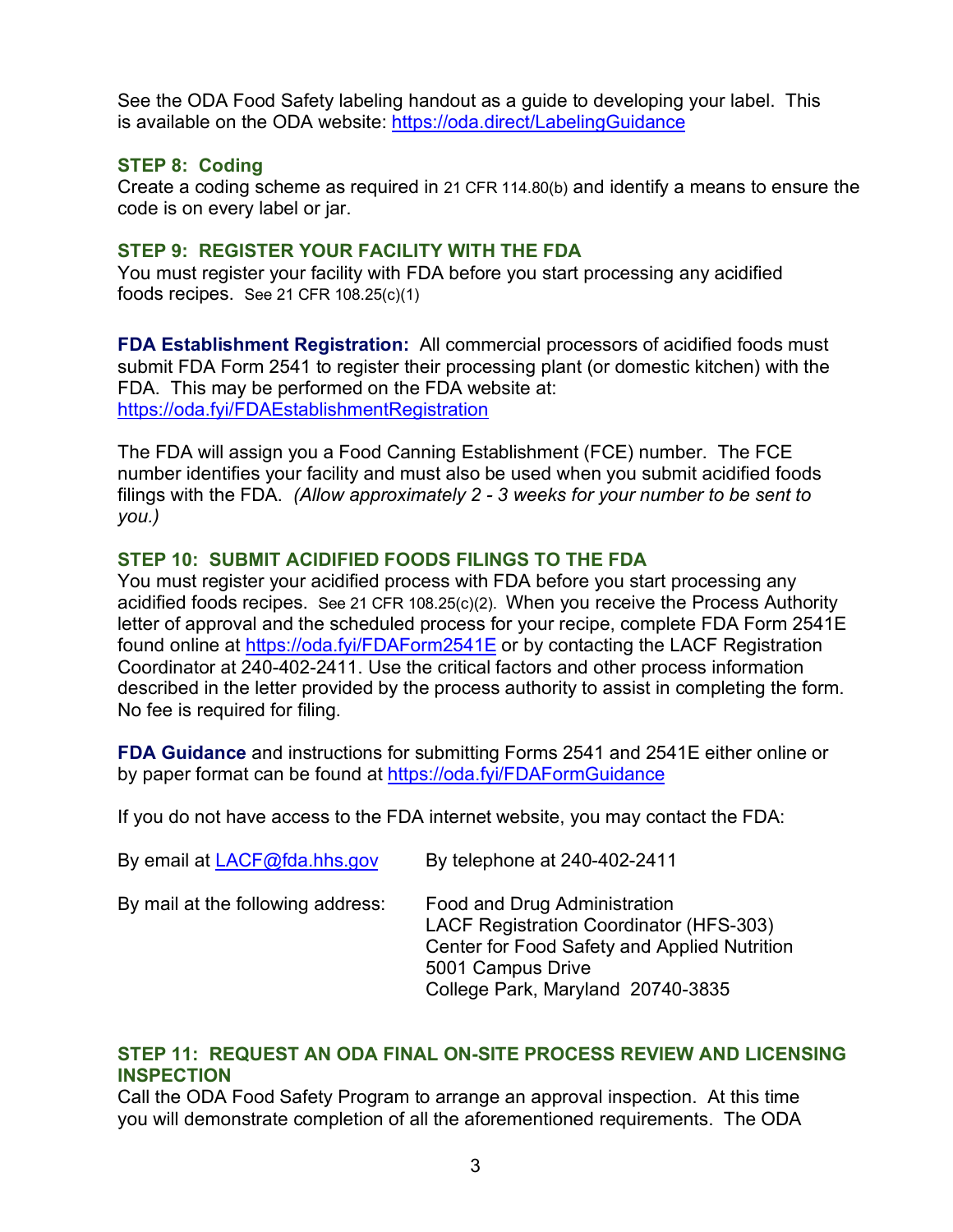See the ODA Food Safety labeling handout as a guide to developing your label. This is available on the ODA website: https://oda.direct/LabelingGuidance

### STEP 8: Coding

Create a coding scheme as required in 21 CFR 114.80(b) and identify a means to ensure the code is on every label or jar.

### STEP 9: REGISTER YOUR FACILITY WITH THE FDA

You must register your facility with FDA before you start processing any acidified foods recipes. See 21 CFR 108.25(c)(1)

**FDA Establishment Registration:** All commercial processors of acidified foods must submit FDA Form 2541 to register their processing plant (or domestic kitchen) with the FDA. This may be performed on the FDA website at: https://oda.fyi/FDAEstablishmentRegistration

The FDA will assign you a Food Canning Establishment (FCE) number. The FCE number identifies your facility and must also be used when you submit acidified foods filings with the FDA. *(Allow approximately 2 - 3 weeks for your number to be sent to you.)*

### STEP 10: SUBMIT ACIDIFIED FOODS FILINGS TO THE FDA

You must register your acidified process with FDA before you start processing any acidified foods recipes. See 21 CFR 108.25(c)(2). When you receive the Process Authority letter of approval and the scheduled process for your recipe, complete FDA Form 2541E found online at https://oda.fyi/FDAForm2541E or by contacting the LACF Registration Coordinator at 240-402-2411. Use the critical factors and other process information described in the letter provided by the process authority to assist in completing the form. No fee is required for filing.

**FDA Guidance** and instructions for submitting Forms 2541 and 2541E either online or by paper format can be found at https://oda.fyi/FDAFormGuidance

If you do not have access to the FDA internet website, you may contact the FDA:

By email at LACF@fda.hhs.gov By telephone at 240-402-2411

By mail at the following address:

Food and Drug Administration
LACF Registration Coordinator (HFS-303)
Center for Food Safety and Applied Nutrition
5001 Campus Drive
College Park, Maryland 20740-3835

### STEP 11: REQUEST AN ODA FINAL ON-SITE PROCESS REVIEW AND LICENSING INSPECTION

Call the ODA Food Safety Program to arrange an approval inspection. At this time you will demonstrate completion of all the aforementioned requirements. The ODA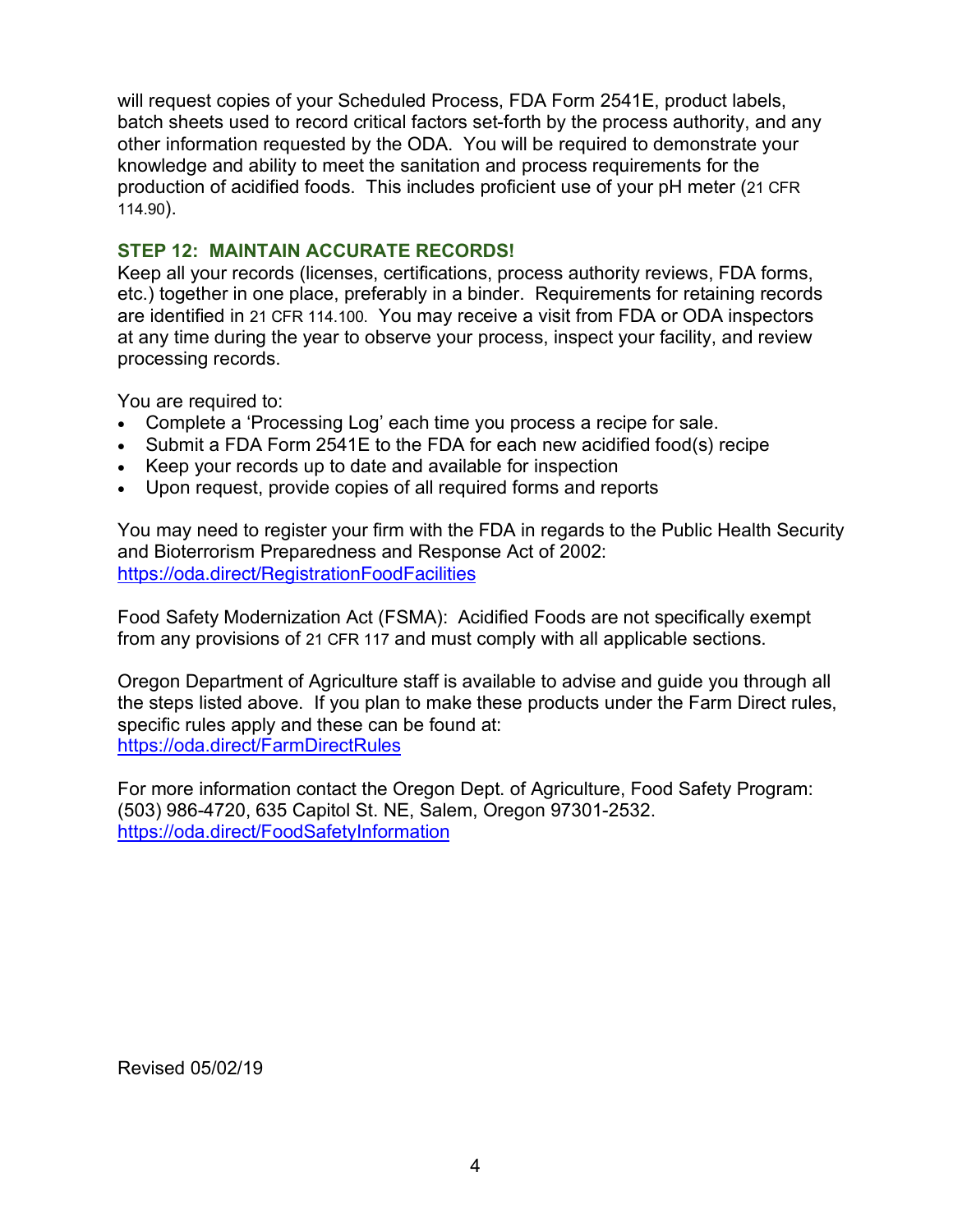will request copies of your Scheduled Process, FDA Form 2541E, product labels, batch sheets used to record critical factors set-forth by the process authority, and any other information requested by the ODA. You will be required to demonstrate your knowledge and ability to meet the sanitation and process requirements for the production of acidified foods. This includes proficient use of your pH meter (21 CFR 114.90).

### STEP 12: MAINTAIN ACCURATE RECORDS!

Keep all your records (licenses, certifications, process authority reviews, FDA forms, etc.) together in one place, preferably in a binder. Requirements for retaining records are identified in 21 CFR 114.100. You may receive a visit from FDA or ODA inspectors at any time during the year to observe your process, inspect your facility, and review processing records.

You are required to:

- Complete a 'Processing Log' each time you process a recipe for sale.
- Submit a FDA Form 2541E to the FDA for each new acidified food(s) recipe
- Keep your records up to date and available for inspection
- Upon request, provide copies of all required forms and reports

You may need to register your firm with the FDA in regards to the Public Health Security and Bioterrorism Preparedness and Response Act of 2002: https://oda.direct/RegistrationFoodFacilities

Food Safety Modernization Act (FSMA): Acidified Foods are not specifically exempt from any provisions of 21 CFR 117 and must comply with all applicable sections.

Oregon Department of Agriculture staff is available to advise and guide you through all the steps listed above. If you plan to make these products under the Farm Direct rules, specific rules apply and these can be found at: https://oda.direct/FarmDirectRules

For more information contact the Oregon Dept. of Agriculture, Food Safety Program: (503) 986-4720, 635 Capitol St. NE, Salem, Oregon 97301-2532. https://oda.direct/FoodSafetyInformation

Revised 05/02/19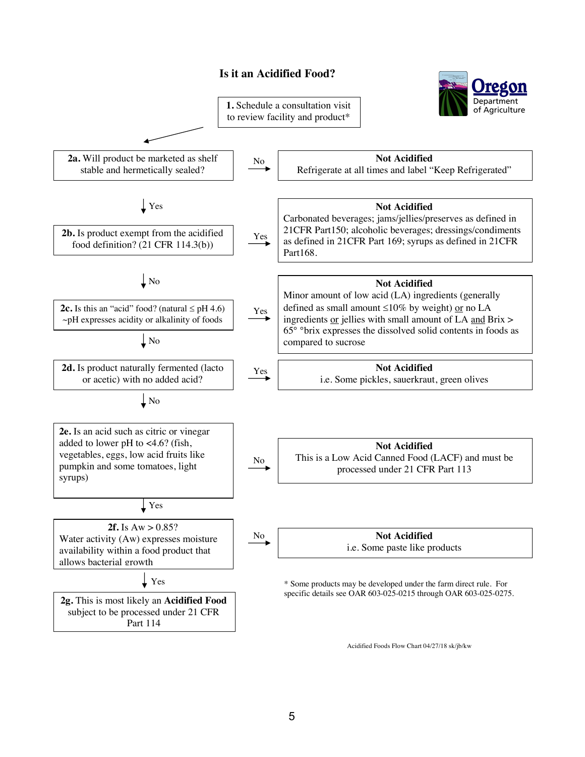# Is it an Acidified Food?

**1.** Schedule a consultation visit to review facility and product*

**2a.** Will product be marketed as shelf stable and hermetically sealed?

- **No** → **Not Acidified** — Refrigerate at all times and label "Keep Refrigerated"
- **Yes** ↓

**2b.** Is product exempt from the acidified food definition? (21 CFR 114.3(b))

- **Yes** → **Not Acidified** — Carbonated beverages; jams/jellies/preserves as defined in 21CFR Part150; alcoholic beverages; dressings/condiments as defined in 21CFR Part 169; syrups as defined in 21CFR Part168.
- **No** ↓

**2c.** Is this an "acid" food? (natural ≤ pH 4.6) ~pH expresses acidity or alkalinity of foods

- **Yes** → **Not Acidified** — Minor amount of low acid (LA) ingredients (generally defined as small amount ≤10% by weight) or no LA ingredients or jellies with small amount of LA and Brix > 65° °brix expresses the dissolved solid contents in foods as compared to sucrose
- **No** ↓

**2d.** Is product naturally fermented (lacto or acetic) with no added acid?

- **Yes** → **Not Acidified** — i.e. Some pickles, sauerkraut, green olives
- **No** ↓

**2e.** Is an acid such as citric or vinegar added to lower pH to <4.6? (fish, vegetables, eggs, low acid fruits like pumpkin and some tomatoes, light syrups)

- **No** → **Not Acidified** — This is a Low Acid Canned Food (LACF) and must be processed under 21 CFR Part 113
- **Yes** ↓

**2f.** Is Aw > 0.85? Water activity (Aw) expresses moisture availability within a food product that allows bacterial growth

- **No** → **Not Acidified** — i.e. Some paste like products
- **Yes** ↓

**2g.** This is most likely an **Acidified Food** subject to be processed under 21 CFR Part 114

\* Some products may be developed under the farm direct rule. For specific details see OAR 603-025-0215 through OAR 603-025-0275.

Acidified Foods Flow Chart 04/27/18 sk/jb/kw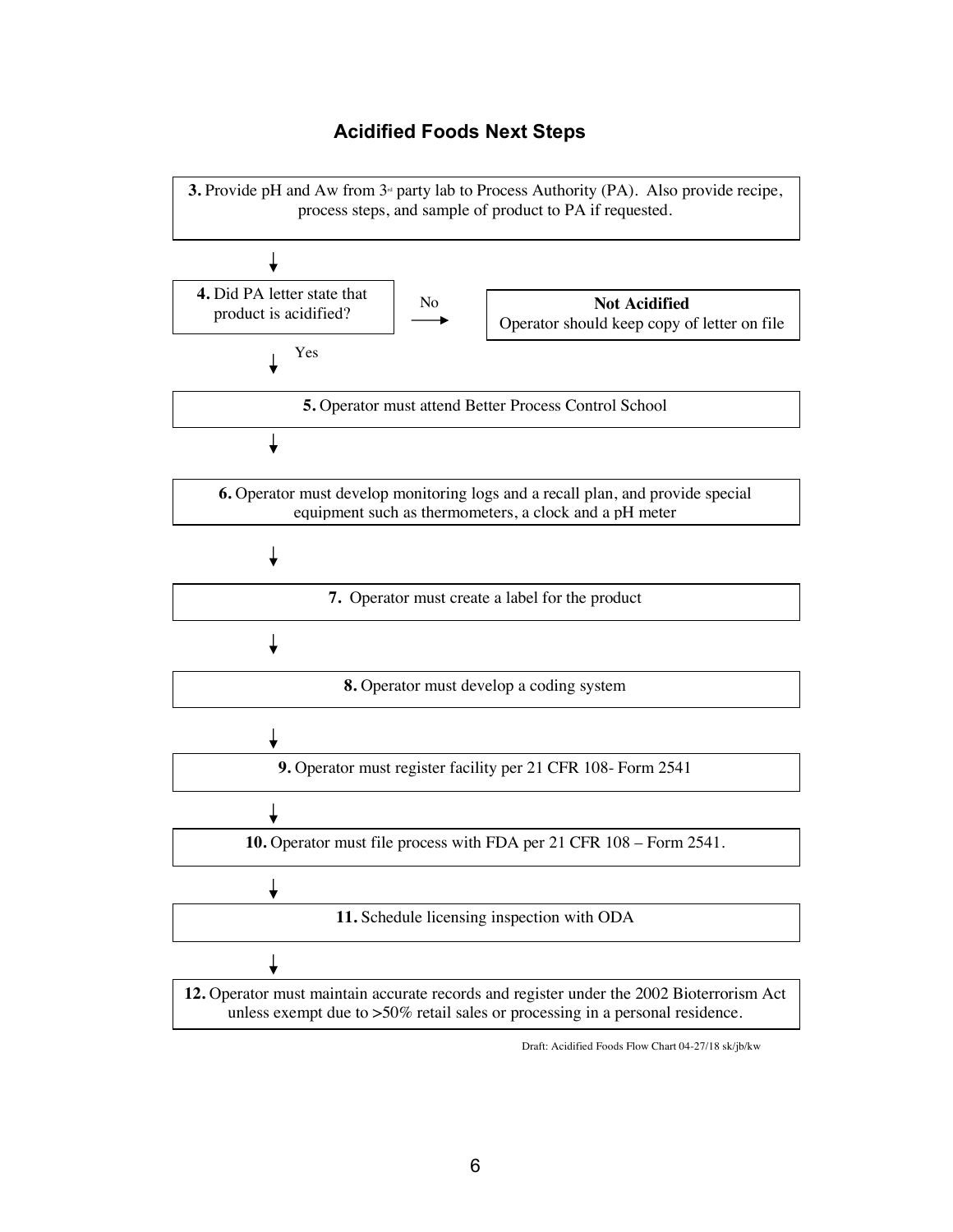## Acidified Foods Next Steps

**3.** Provide pH and Aw from 3rd party lab to Process Authority (PA). Also provide recipe, process steps, and sample of product to PA if requested.

↓

**4.** Did PA letter state that product is acidified?

No → **Not Acidified**
Operator should keep copy of letter on file

Yes ↓

**5.** Operator must attend Better Process Control School

↓

**6.** Operator must develop monitoring logs and a recall plan, and provide special equipment such as thermometers, a clock and a pH meter

↓

**7.** Operator must create a label for the product

↓

**8.** Operator must develop a coding system

↓

**9.** Operator must register facility per 21 CFR 108- Form 2541

↓

**10.** Operator must file process with FDA per 21 CFR 108 – Form 2541.

↓

**11.** Schedule licensing inspection with ODA

↓

**12.** Operator must maintain accurate records and register under the 2002 Bioterrorism Act unless exempt due to >50% retail sales or processing in a personal residence.

Draft: Acidified Foods Flow Chart 04-27/18 sk/jb/kw